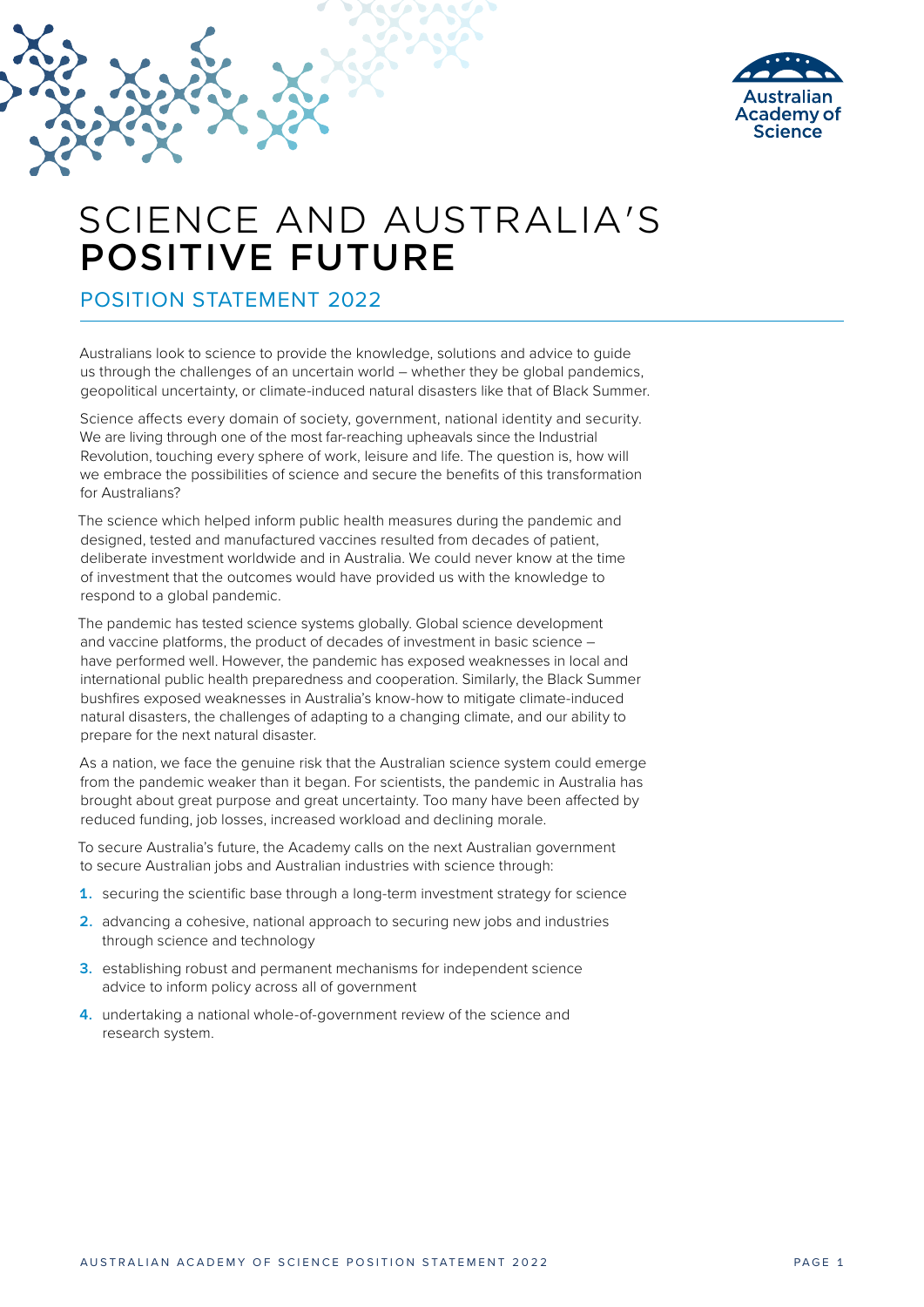# SCIENCE AND AUSTRALIA'S **POSITIVE FUTURE**

## POSITION STATEMENT 2022

Australians look to science to provide the knowledge, solutions and advice to guide us through the challenges of an uncertain world – whether they be global pandemics, geopolitical uncertainty, or climate-induced natural disasters like that of Black Summer.

Science affects every domain of society, government, national identity and security. We are living through one of the most far-reaching upheavals since the Industrial Revolution, touching every sphere of work, leisure and life. The question is, how will we embrace the possibilities of science and secure the benefits of this transformation for Australians?

The science which helped inform public health measures during the pandemic and designed, tested and manufactured vaccines resulted from decades of patient, deliberate investment worldwide and in Australia. We could never know at the time of investment that the outcomes would have provided us with the knowledge to respond to a global pandemic.

The pandemic has tested science systems globally. Global science development and vaccine platforms, the product of decades of investment in basic science – have performed well. However, the pandemic has exposed weaknesses in local and international public health preparedness and cooperation. Similarly, the Black Summer bushfires exposed weaknesses in Australia's know-how to mitigate climate-induced natural disasters, the challenges of adapting to a changing climate, and our ability to prepare for the next natural disaster.

As a nation, we face the genuine risk that the Australian science system could emerge from the pandemic weaker than it began. For scientists, the pandemic in Australia has brought about great purpose and great uncertainty. Too many have been affected by reduced funding, job losses, increased workload and declining morale.

To secure Australia's future, the Academy calls on the next Australian government to secure Australian jobs and Australian industries with science through:

1. securing the scientific base through a long-term investment strategy for science
2. advancing a cohesive, national approach to securing new jobs and industries through science and technology
3. establishing robust and permanent mechanisms for independent science advice to inform policy across all of government
4. undertaking a national whole-of-government review of the science and research system.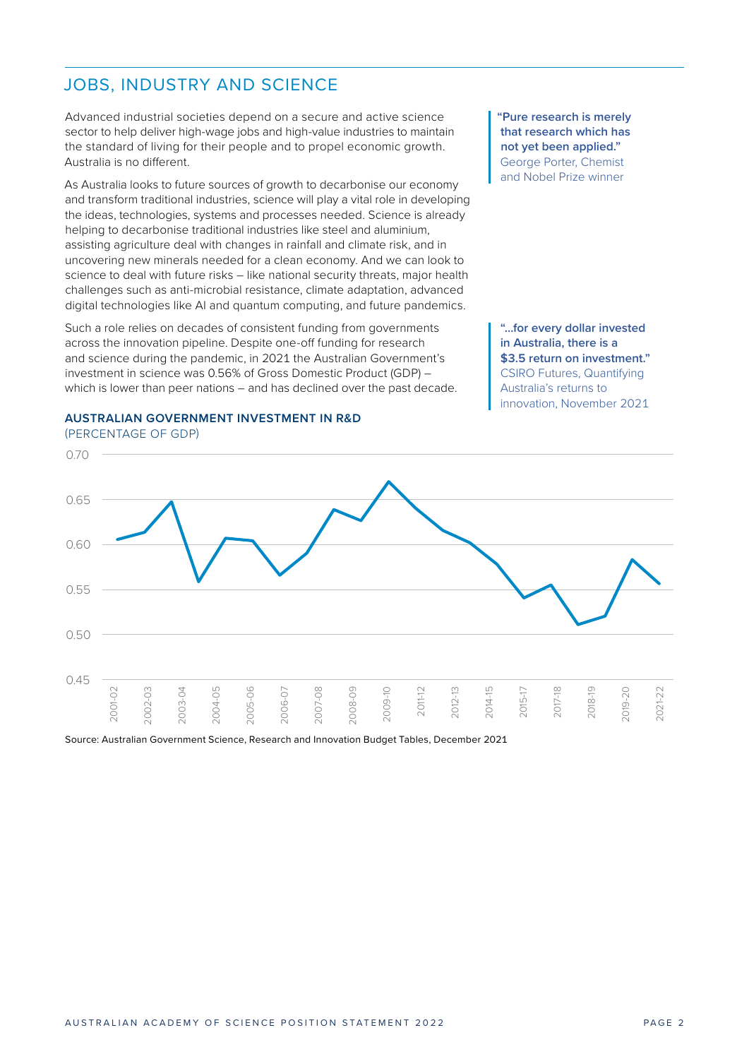## JOBS, INDUSTRY AND SCIENCE

Advanced industrial societies depend on a secure and active science sector to help deliver high-wage jobs and high-value industries to maintain the standard of living for their people and to propel economic growth. Australia is no different.

As Australia looks to future sources of growth to decarbonise our economy and transform traditional industries, science will play a vital role in developing the ideas, technologies, systems and processes needed. Science is already helping to decarbonise traditional industries like steel and aluminium, assisting agriculture deal with changes in rainfall and climate risk, and in uncovering new minerals needed for a clean economy. And we can look to science to deal with future risks – like national security threats, major health challenges such as anti-microbial resistance, climate adaptation, advanced digital technologies like AI and quantum computing, and future pandemics.

Such a role relies on decades of consistent funding from governments across the innovation pipeline. Despite one-off funding for research and science during the pandemic, in 2021 the Australian Government's investment in science was 0.56% of Gross Domestic Product (GDP) – which is lower than peer nations – and has declined over the past decade.

> **"Pure research is merely that research which has not yet been applied."**
> George Porter, Chemist and Nobel Prize winner

> **"...for every dollar invested in Australia, there is a $3.5 return on investment."**
> CSIRO Futures, Quantifying Australia's returns to innovation, November 2021

**AUSTRALIAN GOVERNMENT INVESTMENT IN R&D**
(PERCENTAGE OF GDP)

Source: Australian Government Science, Research and Innovation Budget Tables, December 2021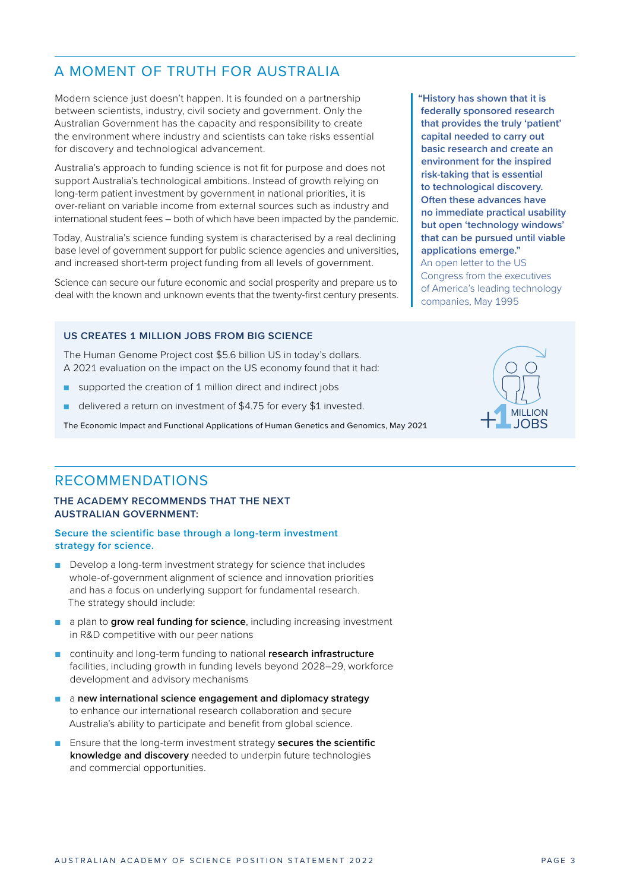## A MOMENT OF TRUTH FOR AUSTRALIA

Modern science just doesn't happen. It is founded on a partnership between scientists, industry, civil society and government. Only the Australian Government has the capacity and responsibility to create the environment where industry and scientists can take risks essential for discovery and technological advancement.

Australia's approach to funding science is not fit for purpose and does not support Australia's technological ambitions. Instead of growth relying on long-term patient investment by government in national priorities, it is over-reliant on variable income from external sources such as industry and international student fees – both of which have been impacted by the pandemic.

Today, Australia's science funding system is characterised by a real declining base level of government support for public science agencies and universities, and increased short-term project funding from all levels of government.

Science can secure our future economic and social prosperity and prepare us to deal with the known and unknown events that the twenty-first century presents.

> **"History has shown that it is federally sponsored research that provides the truly 'patient' capital needed to carry out basic research and create an environment for the inspired risk-taking that is essential to technological discovery. Often these advances have no immediate practical usability but open 'technology windows' that can be pursued until viable applications emerge."**
> An open letter to the US Congress from the executives of America's leading technology companies, May 1995

### US CREATES 1 MILLION JOBS FROM BIG SCIENCE

The Human Genome Project cost $5.6 billion US in today's dollars. A 2021 evaluation on the impact on the US economy found that it had:

- supported the creation of 1 million direct and indirect jobs
- delivered a return on investment of $4.75 for every $1 invested.

The Economic Impact and Functional Applications of Human Genetics and Genomics, May 2021

+1 MILLION JOBS

## RECOMMENDATIONS

### THE ACADEMY RECOMMENDS THAT THE NEXT AUSTRALIAN GOVERNMENT:

**Secure the scientific base through a long-term investment strategy for science.**

- Develop a long-term investment strategy for science that includes whole-of-government alignment of science and innovation priorities and has a focus on underlying support for fundamental research. The strategy should include:
- a plan to **grow real funding for science**, including increasing investment in R&D competitive with our peer nations
- continuity and long-term funding to national **research infrastructure** facilities, including growth in funding levels beyond 2028–29, workforce development and advisory mechanisms
- a **new international science engagement and diplomacy strategy** to enhance our international research collaboration and secure Australia's ability to participate and benefit from global science.
- Ensure that the long-term investment strategy **secures the scientific knowledge and discovery** needed to underpin future technologies and commercial opportunities.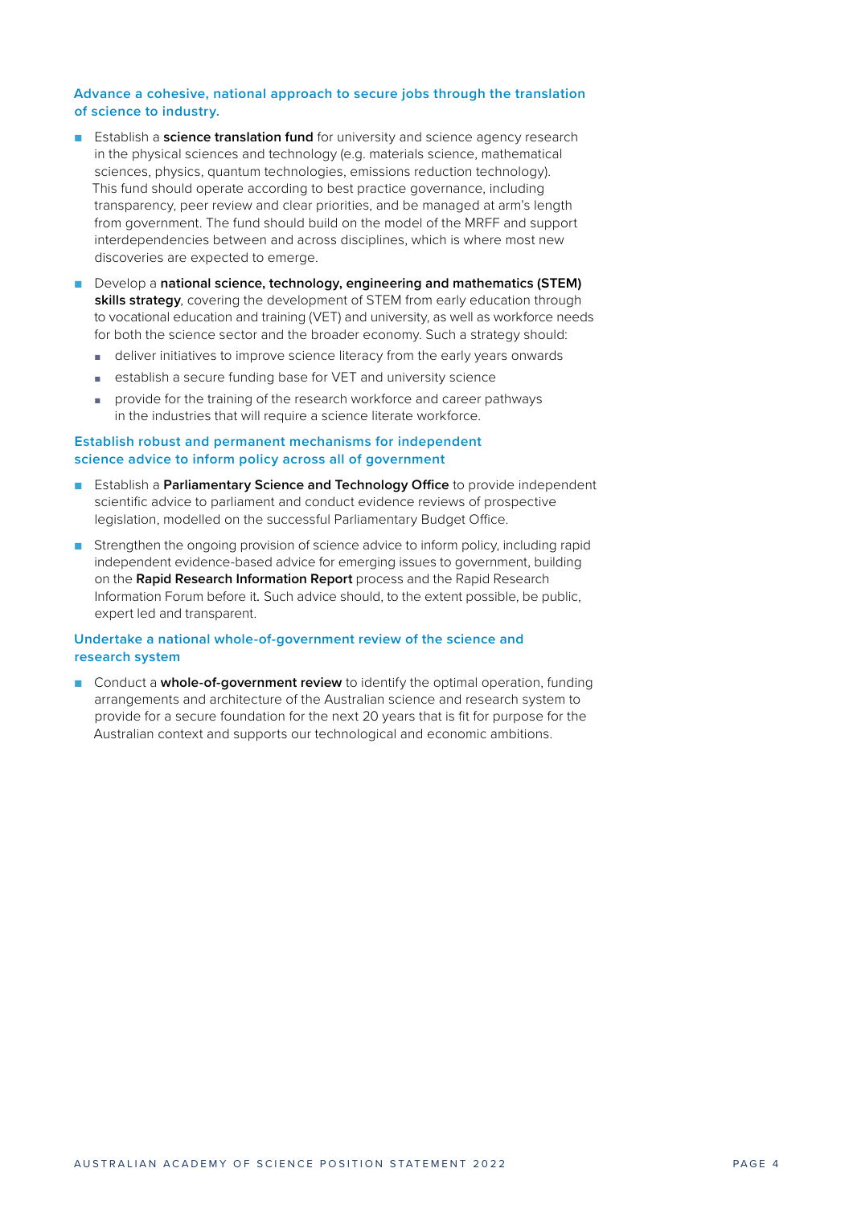### Advance a cohesive, national approach to secure jobs through the translation of science to industry.

- Establish a **science translation fund** for university and science agency research in the physical sciences and technology (e.g. materials science, mathematical sciences, physics, quantum technologies, emissions reduction technology). This fund should operate according to best practice governance, including transparency, peer review and clear priorities, and be managed at arm's length from government. The fund should build on the model of the MRFF and support interdependencies between and across disciplines, which is where most new discoveries are expected to emerge.
- Develop a **national science, technology, engineering and mathematics (STEM) skills strategy**, covering the development of STEM from early education through to vocational education and training (VET) and university, as well as workforce needs for both the science sector and the broader economy. Such a strategy should:
  - deliver initiatives to improve science literacy from the early years onwards
  - establish a secure funding base for VET and university science
  - provide for the training of the research workforce and career pathways in the industries that will require a science literate workforce.

### Establish robust and permanent mechanisms for independent science advice to inform policy across all of government

- Establish a **Parliamentary Science and Technology Office** to provide independent scientific advice to parliament and conduct evidence reviews of prospective legislation, modelled on the successful Parliamentary Budget Office.
- Strengthen the ongoing provision of science advice to inform policy, including rapid independent evidence-based advice for emerging issues to government, building on the **Rapid Research Information Report** process and the Rapid Research Information Forum before it. Such advice should, to the extent possible, be public, expert led and transparent.

### Undertake a national whole-of-government review of the science and research system

- Conduct a **whole-of-government review** to identify the optimal operation, funding arrangements and architecture of the Australian science and research system to provide for a secure foundation for the next 20 years that is fit for purpose for the Australian context and supports our technological and economic ambitions.